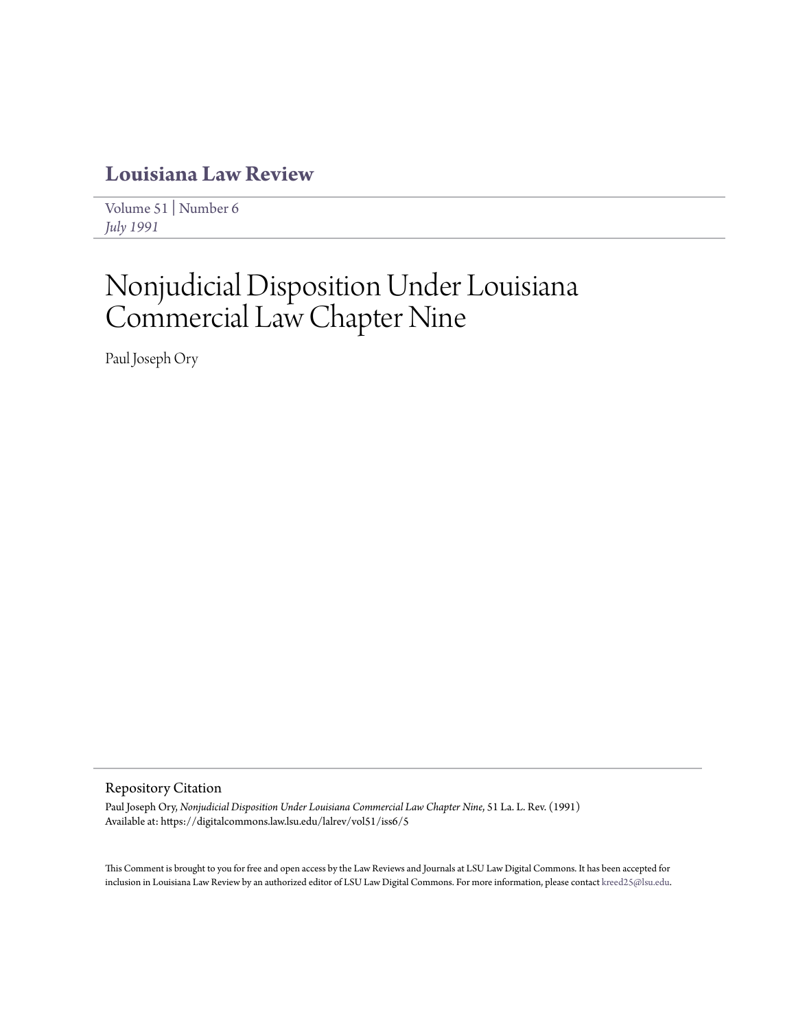# Louisiana Law Review

Volume 51 | Number 6
*July 1991*

# Nonjudicial Disposition Under Louisiana Commercial Law Chapter Nine

Paul Joseph Ory

## Repository Citation

Paul Joseph Ory, *Nonjudicial Disposition Under Louisiana Commercial Law Chapter Nine*, 51 La. L. Rev. (1991)
Available at: https://digitalcommons.law.lsu.edu/lalrev/vol51/iss6/5

This Comment is brought to you for free and open access by the Law Reviews and Journals at LSU Law Digital Commons. It has been accepted for inclusion in Louisiana Law Review by an authorized editor of LSU Law Digital Commons. For more information, please contact kreed25@lsu.edu.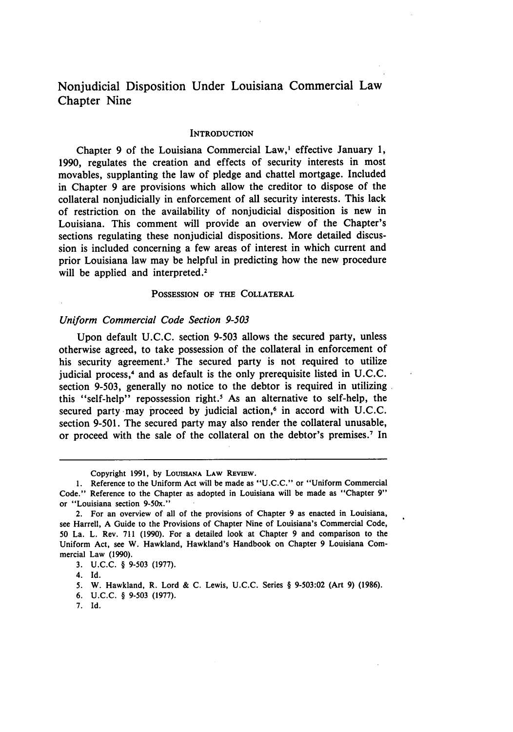# Nonjudicial Disposition Under Louisiana Commercial Law Chapter Nine

## INTRODUCTION

Chapter 9 of the Louisiana Commercial Law,[1] effective January 1, 1990, regulates the creation and effects of security interests in most movables, supplanting the law of pledge and chattel mortgage. Included in Chapter 9 are provisions which allow the creditor to dispose of the collateral nonjudicially in enforcement of all security interests. This lack of restriction on the availability of nonjudicial disposition is new in Louisiana. This comment will provide an overview of the Chapter's sections regulating these nonjudicial dispositions. More detailed discussion is included concerning a few areas of interest in which current and prior Louisiana law may be helpful in predicting how the new procedure will be applied and interpreted.[2]

## POSSESSION OF THE COLLATERAL

### *Uniform Commercial Code Section 9-503*

Upon default U.C.C. section 9-503 allows the secured party, unless otherwise agreed, to take possession of the collateral in enforcement of his security agreement.[3] The secured party is not required to utilize judicial process,[4] and as default is the only prerequisite listed in U.C.C. section 9-503, generally no notice to the debtor is required in utilizing this "self-help" repossession right.[5] As an alternative to self-help, the secured party may proceed by judicial action,[6] in accord with U.C.C. section 9-501. The secured party may also render the collateral unusable, or proceed with the sale of the collateral on the debtor's premises.[7] In

---

Copyright 1991, by LOUISIANA LAW REVIEW.

1. Reference to the Uniform Act will be made as "U.C.C." or "Uniform Commercial Code." Reference to the Chapter as adopted in Louisiana will be made as "Chapter 9" or "Louisiana section 9-50x."

2. For an overview of all of the provisions of Chapter 9 as enacted in Louisiana, see Harrell, A Guide to the Provisions of Chapter Nine of Louisiana's Commercial Code, 50 La. L. Rev. 711 (1990). For a detailed look at Chapter 9 and comparison to the Uniform Act, see W. Hawkland, Hawkland's Handbook on Chapter 9 Louisiana Commercial Law (1990).

3. U.C.C. § 9-503 (1977).

4. Id.

5. W. Hawkland, R. Lord & C. Lewis, U.C.C. Series § 9-503:02 (Art 9) (1986).

6. U.C.C. § 9-503 (1977).

7. Id.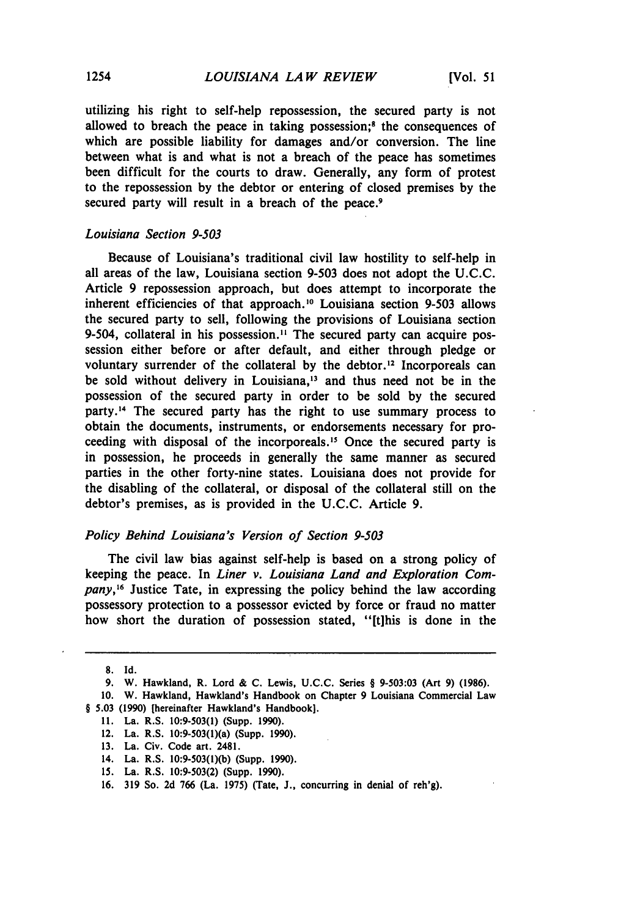utilizing his right to self-help repossession, the secured party is not allowed to breach the peace in taking possession;[8] the consequences of which are possible liability for damages and/or conversion. The line between what is and what is not a breach of the peace has sometimes been difficult for the courts to draw. Generally, any form of protest to the repossession by the debtor or entering of closed premises by the secured party will result in a breach of the peace.[9]

### *Louisiana Section 9-503*

Because of Louisiana's traditional civil law hostility to self-help in all areas of the law, Louisiana section 9-503 does not adopt the U.C.C. Article 9 repossession approach, but does attempt to incorporate the inherent efficiencies of that approach.[10] Louisiana section 9-503 allows the secured party to sell, following the provisions of Louisiana section 9-504, collateral in his possession.[11] The secured party can acquire possession either before or after default, and either through pledge or voluntary surrender of the collateral by the debtor.[12] Incorporeals can be sold without delivery in Louisiana,[13] and thus need not be in the possession of the secured party in order to be sold by the secured party.[14] The secured party has the right to use summary process to obtain the documents, instruments, or endorsements necessary for proceeding with disposal of the incorporeals.[15] Once the secured party is in possession, he proceeds in generally the same manner as secured parties in the other forty-nine states. Louisiana does not provide for the disabling of the collateral, or disposal of the collateral still on the debtor's premises, as is provided in the U.C.C. Article 9.

### *Policy Behind Louisiana's Version of Section 9-503*

The civil law bias against self-help is based on a strong policy of keeping the peace. In *Liner v. Louisiana Land and Exploration Company*,[16] Justice Tate, in expressing the policy behind the law according possessory protection to a possessor evicted by force or fraud no matter how short the duration of possession stated, "[t]his is done in the

---

8. Id.

9. W. Hawkland, R. Lord & C. Lewis, U.C.C. Series § 9-503:03 (Art 9) (1986).

10. W. Hawkland, Hawkland's Handbook on Chapter 9 Louisiana Commercial Law § 5.03 (1990) [hereinafter Hawkland's Handbook].

11. La. R.S. 10:9-503(1) (Supp. 1990).

12. La. R.S. 10:9-503(1)(a) (Supp. 1990).

13. La. Civ. Code art. 2481.

14. La. R.S. 10:9-503(1)(b) (Supp. 1990).

15. La. R.S. 10:9-503(2) (Supp. 1990).

16. 319 So. 2d 766 (La. 1975) (Tate, J., concurring in denial of reh'g).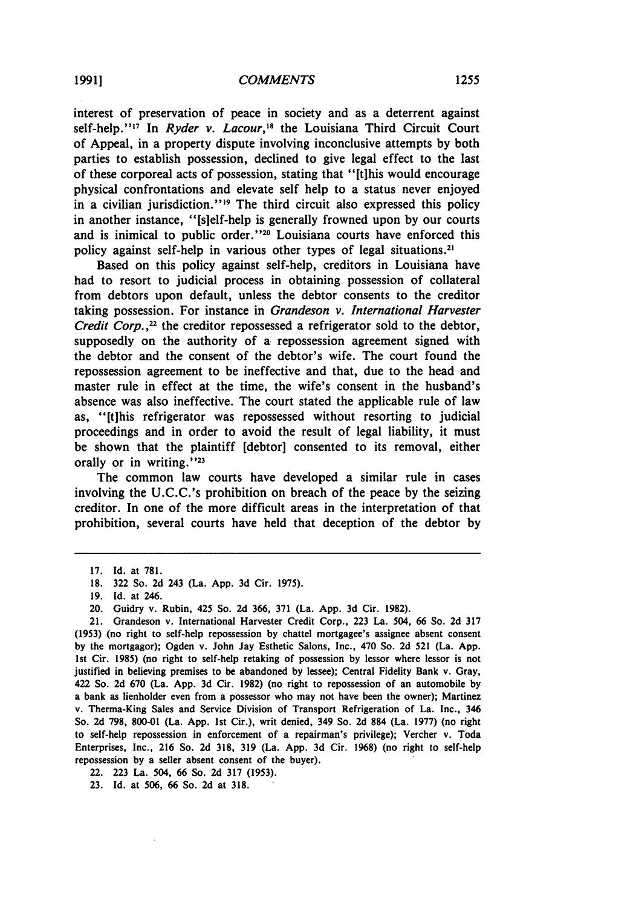interest of preservation of peace in society and as a deterrent against self-help."[17] In *Ryder v. Lacour*,[18] the Louisiana Third Circuit Court of Appeal, in a property dispute involving inconclusive attempts by both parties to establish possession, declined to give legal effect to the last of these corporeal acts of possession, stating that "[t]his would encourage physical confrontations and elevate self help to a status never enjoyed in a civilian jurisdiction."[19] The third circuit also expressed this policy in another instance, "[s]elf-help is generally frowned upon by our courts and is inimical to public order."[20] Louisiana courts have enforced this policy against self-help in various other types of legal situations.[21]

Based on this policy against self-help, creditors in Louisiana have had to resort to judicial process in obtaining possession of collateral from debtors upon default, unless the debtor consents to the creditor taking possession. For instance in *Grandeson v. International Harvester Credit Corp.*,[22] the creditor repossessed a refrigerator sold to the debtor, supposedly on the authority of a repossession agreement signed with the debtor and the consent of the debtor's wife. The court found the repossession agreement to be ineffective and that, due to the head and master rule in effect at the time, the wife's consent in the husband's absence was also ineffective. The court stated the applicable rule of law as, "[t]his refrigerator was repossessed without resorting to judicial proceedings and in order to avoid the result of legal liability, it must be shown that the plaintiff [debtor] consented to its removal, either orally or in writing."[23]

The common law courts have developed a similar rule in cases involving the U.C.C.'s prohibition on breach of the peace by the seizing creditor. In one of the more difficult areas in the interpretation of that prohibition, several courts have held that deception of the debtor by

---

17. Id. at 781.

18. 322 So. 2d 243 (La. App. 3d Cir. 1975).

19. Id. at 246.

20. Guidry v. Rubin, 425 So. 2d 366, 371 (La. App. 3d Cir. 1982).

21. Grandeson v. International Harvester Credit Corp., 223 La. 504, 66 So. 2d 317 (1953) (no right to self-help repossession by chattel mortgagee's assignee absent consent by the mortgagor); Ogden v. John Jay Esthetic Salons, Inc., 470 So. 2d 521 (La. App. 1st Cir. 1985) (no right to self-help retaking of possession by lessor where lessor is not justified in believing premises to be abandoned by lessee); Central Fidelity Bank v. Gray, 422 So. 2d 670 (La. App. 3d Cir. 1982) (no right to repossession of an automobile by a bank as lienholder even from a possessor who may not have been the owner); Martinez v. Therma-King Sales and Service Division of Transport Refrigeration of La. Inc., 346 So. 2d 798, 800-01 (La. App. 1st Cir.), writ denied, 349 So. 2d 884 (La. 1977) (no right to self-help repossession in enforcement of a repairman's privilege); Vercher v. Toda Enterprises, Inc., 216 So. 2d 318, 319 (La. App. 3d Cir. 1968) (no right to self-help repossession by a seller absent consent of the buyer).

22. 223 La. 504, 66 So. 2d 317 (1953).

23. Id. at 506, 66 So. 2d at 318.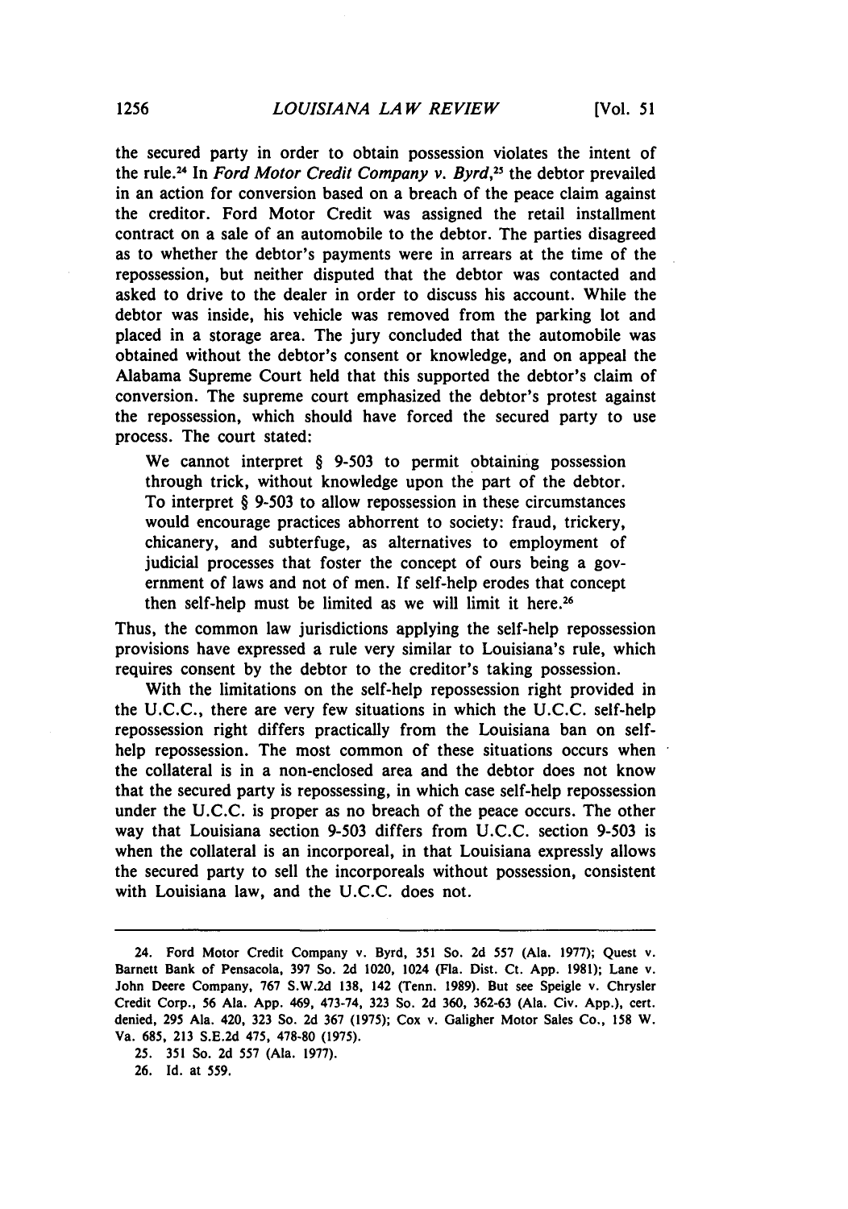the secured party in order to obtain possession violates the intent of the rule.[24] In *Ford Motor Credit Company v. Byrd*,[25] the debtor prevailed in an action for conversion based on a breach of the peace claim against the creditor. Ford Motor Credit was assigned the retail installment contract on a sale of an automobile to the debtor. The parties disagreed as to whether the debtor's payments were in arrears at the time of the repossession, but neither disputed that the debtor was contacted and asked to drive to the dealer in order to discuss his account. While the debtor was inside, his vehicle was removed from the parking lot and placed in a storage area. The jury concluded that the automobile was obtained without the debtor's consent or knowledge, and on appeal the Alabama Supreme Court held that this supported the debtor's claim of conversion. The supreme court emphasized the debtor's protest against the repossession, which should have forced the secured party to use process. The court stated:

> We cannot interpret § 9-503 to permit obtaining possession through trick, without knowledge upon the part of the debtor. To interpret § 9-503 to allow repossession in these circumstances would encourage practices abhorrent to society: fraud, trickery, chicanery, and subterfuge, as alternatives to employment of judicial processes that foster the concept of ours being a government of laws and not of men. If self-help erodes that concept then self-help must be limited as we will limit it here.[26]

Thus, the common law jurisdictions applying the self-help repossession provisions have expressed a rule very similar to Louisiana's rule, which requires consent by the debtor to the creditor's taking possession.

With the limitations on the self-help repossession right provided in the U.C.C., there are very few situations in which the U.C.C. self-help repossession right differs practically from the Louisiana ban on self-help repossession. The most common of these situations occurs when the collateral is in a non-enclosed area and the debtor does not know that the secured party is repossessing, in which case self-help repossession under the U.C.C. is proper as no breach of the peace occurs. The other way that Louisiana section 9-503 differs from U.C.C. section 9-503 is when the collateral is an incorporeal, in that Louisiana expressly allows the secured party to sell the incorporeals without possession, consistent with Louisiana law, and the U.C.C. does not.

---

24. Ford Motor Credit Company v. Byrd, 351 So. 2d 557 (Ala. 1977); Quest v. Barnett Bank of Pensacola, 397 So. 2d 1020, 1024 (Fla. Dist. Ct. App. 1981); Lane v. John Deere Company, 767 S.W.2d 138, 142 (Tenn. 1989). But see Speigle v. Chrysler Credit Corp., 56 Ala. App. 469, 473-74, 323 So. 2d 360, 362-63 (Ala. Civ. App.), cert. denied, 295 Ala. 420, 323 So. 2d 367 (1975); Cox v. Galigher Motor Sales Co., 158 W. Va. 685, 213 S.E.2d 475, 478-80 (1975).

25. 351 So. 2d 557 (Ala. 1977).

26. Id. at 559.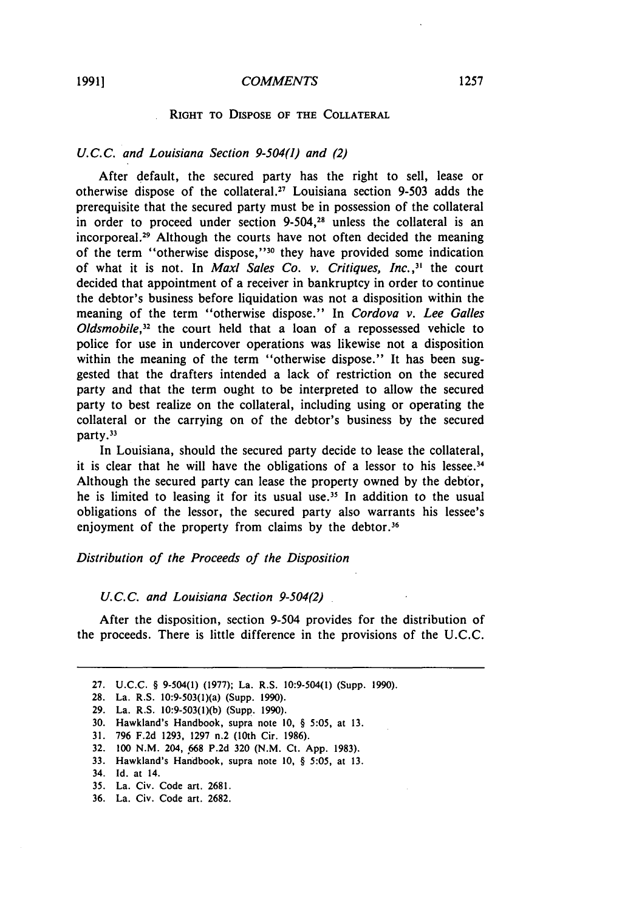RIGHT TO DISPOSE OF THE COLLATERAL

*U.C.C. and Louisiana Section 9-504(1) and (2)*

After default, the secured party has the right to sell, lease or otherwise dispose of the collateral.[27] Louisiana section 9-503 adds the prerequisite that the secured party must be in possession of the collateral in order to proceed under section 9-504,[28] unless the collateral is an incorporeal.[29] Although the courts have not often decided the meaning of the term "otherwise dispose,"[30] they have provided some indication of what it is not. In *Maxl Sales Co. v. Critiques, Inc.*,[31] the court decided that appointment of a receiver in bankruptcy in order to continue the debtor's business before liquidation was not a disposition within the meaning of the term "otherwise dispose." In *Cordova v. Lee Galles Oldsmobile*,[32] the court held that a loan of a repossessed vehicle to police for use in undercover operations was likewise not a disposition within the meaning of the term "otherwise dispose." It has been suggested that the drafters intended a lack of restriction on the secured party and that the term ought to be interpreted to allow the secured party to best realize on the collateral, including using or operating the collateral or the carrying on of the debtor's business by the secured party.[33]

In Louisiana, should the secured party decide to lease the collateral, it is clear that he will have the obligations of a lessor to his lessee.[34] Although the secured party can lease the property owned by the debtor, he is limited to leasing it for its usual use.[35] In addition to the usual obligations of the lessor, the secured party also warrants his lessee's enjoyment of the property from claims by the debtor.[36]

*Distribution of the Proceeds of the Disposition*

*U.C.C. and Louisiana Section 9-504(2)*

After the disposition, section 9-504 provides for the distribution of the proceeds. There is little difference in the provisions of the U.C.C.

---

27. U.C.C. § 9-504(1) (1977); La. R.S. 10:9-504(1) (Supp. 1990).
28. La. R.S. 10:9-503(1)(a) (Supp. 1990).
29. La. R.S. 10:9-503(1)(b) (Supp. 1990).
30. Hawkland's Handbook, supra note 10, § 5:05, at 13.
31. 796 F.2d 1293, 1297 n.2 (10th Cir. 1986).
32. 100 N.M. 204, 668 P.2d 320 (N.M. Ct. App. 1983).
33. Hawkland's Handbook, supra note 10, § 5:05, at 13.
34. Id. at 14.
35. La. Civ. Code art. 2681.
36. La. Civ. Code art. 2682.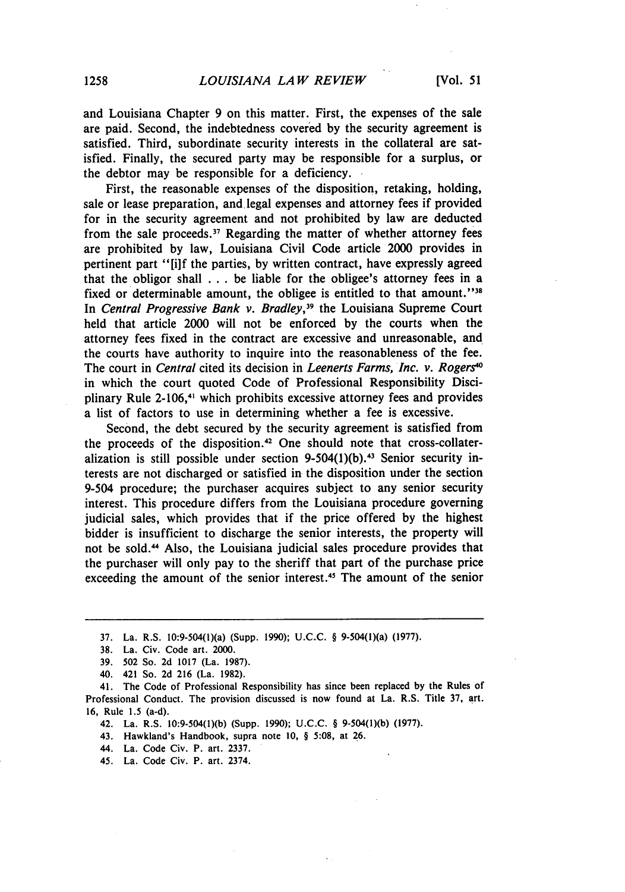and Louisiana Chapter 9 on this matter. First, the expenses of the sale are paid. Second, the indebtedness covered by the security agreement is satisfied. Third, subordinate security interests in the collateral are satisfied. Finally, the secured party may be responsible for a surplus, or the debtor may be responsible for a deficiency.

First, the reasonable expenses of the disposition, retaking, holding, sale or lease preparation, and legal expenses and attorney fees if provided for in the security agreement and not prohibited by law are deducted from the sale proceeds.[37] Regarding the matter of whether attorney fees are prohibited by law, Louisiana Civil Code article 2000 provides in pertinent part "[i]f the parties, by written contract, have expressly agreed that the obligor shall . . . be liable for the obligee's attorney fees in a fixed or determinable amount, the obligee is entitled to that amount."[38] In *Central Progressive Bank v. Bradley*,[39] the Louisiana Supreme Court held that article 2000 will not be enforced by the courts when the attorney fees fixed in the contract are excessive and unreasonable, and the courts have authority to inquire into the reasonableness of the fee. The court in *Central* cited its decision in *Leenerts Farms, Inc. v. Rogers*[40] in which the court quoted Code of Professional Responsibility Disciplinary Rule 2-106,[41] which prohibits excessive attorney fees and provides a list of factors to use in determining whether a fee is excessive.

Second, the debt secured by the security agreement is satisfied from the proceeds of the disposition.[42] One should note that cross-collateralization is still possible under section 9-504(1)(b).[43] Senior security interests are not discharged or satisfied in the disposition under the section 9-504 procedure; the purchaser acquires subject to any senior security interest. This procedure differs from the Louisiana procedure governing judicial sales, which provides that if the price offered by the highest bidder is insufficient to discharge the senior interests, the property will not be sold.[44] Also, the Louisiana judicial sales procedure provides that the purchaser will only pay to the sheriff that part of the purchase price exceeding the amount of the senior interest.[45] The amount of the senior

---

37. La. R.S. 10:9-504(1)(a) (Supp. 1990); U.C.C. § 9-504(1)(a) (1977).

38. La. Civ. Code art. 2000.

39. 502 So. 2d 1017 (La. 1987).

40. 421 So. 2d 216 (La. 1982).

41. The Code of Professional Responsibility has since been replaced by the Rules of Professional Conduct. The provision discussed is now found at La. R.S. Title 37, art. 16, Rule 1.5 (a-d).

42. La. R.S. 10:9-504(1)(b) (Supp. 1990); U.C.C. § 9-504(1)(b) (1977).

43. Hawkland's Handbook, supra note 10, § 5:08, at 26.

44. La. Code Civ. P. art. 2337.

45. La. Code Civ. P. art. 2374.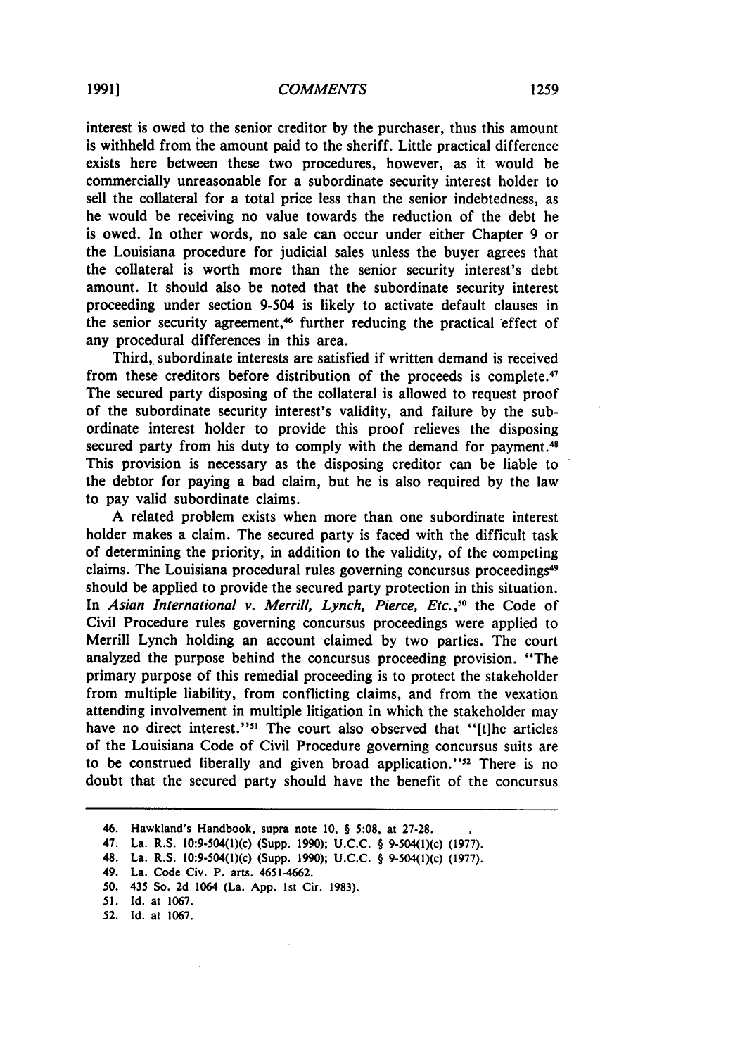interest is owed to the senior creditor by the purchaser, thus this amount is withheld from the amount paid to the sheriff. Little practical difference exists here between these two procedures, however, as it would be commercially unreasonable for a subordinate security interest holder to sell the collateral for a total price less than the senior indebtedness, as he would be receiving no value towards the reduction of the debt he is owed. In other words, no sale can occur under either Chapter 9 or the Louisiana procedure for judicial sales unless the buyer agrees that the collateral is worth more than the senior security interest's debt amount. It should also be noted that the subordinate security interest proceeding under section 9-504 is likely to activate default clauses in the senior security agreement,[46] further reducing the practical effect of any procedural differences in this area.

Third, subordinate interests are satisfied if written demand is received from these creditors before distribution of the proceeds is complete.[47] The secured party disposing of the collateral is allowed to request proof of the subordinate security interest's validity, and failure by the subordinate interest holder to provide this proof relieves the disposing secured party from his duty to comply with the demand for payment.[48] This provision is necessary as the disposing creditor can be liable to the debtor for paying a bad claim, but he is also required by the law to pay valid subordinate claims.

A related problem exists when more than one subordinate interest holder makes a claim. The secured party is faced with the difficult task of determining the priority, in addition to the validity, of the competing claims. The Louisiana procedural rules governing concursus proceedings[49] should be applied to provide the secured party protection in this situation. In *Asian International v. Merrill, Lynch, Pierce, Etc.*,[50] the Code of Civil Procedure rules governing concursus proceedings were applied to Merrill Lynch holding an account claimed by two parties. The court analyzed the purpose behind the concursus proceeding provision. "The primary purpose of this remedial proceeding is to protect the stakeholder from multiple liability, from conflicting claims, and from the vexation attending involvement in multiple litigation in which the stakeholder may have no direct interest."[51] The court also observed that "[t]he articles of the Louisiana Code of Civil Procedure governing concursus suits are to be construed liberally and given broad application."[52] There is no doubt that the secured party should have the benefit of the concursus

---

46. Hawkland's Handbook, supra note 10, § 5:08, at 27-28.

47. La. R.S. 10:9-504(1)(c) (Supp. 1990); U.C.C. § 9-504(1)(c) (1977).

48. La. R.S. 10:9-504(1)(c) (Supp. 1990); U.C.C. § 9-504(1)(c) (1977).

49. La. Code Civ. P. arts. 4651-4662.

50. 435 So. 2d 1064 (La. App. 1st Cir. 1983).

51. Id. at 1067.

52. Id. at 1067.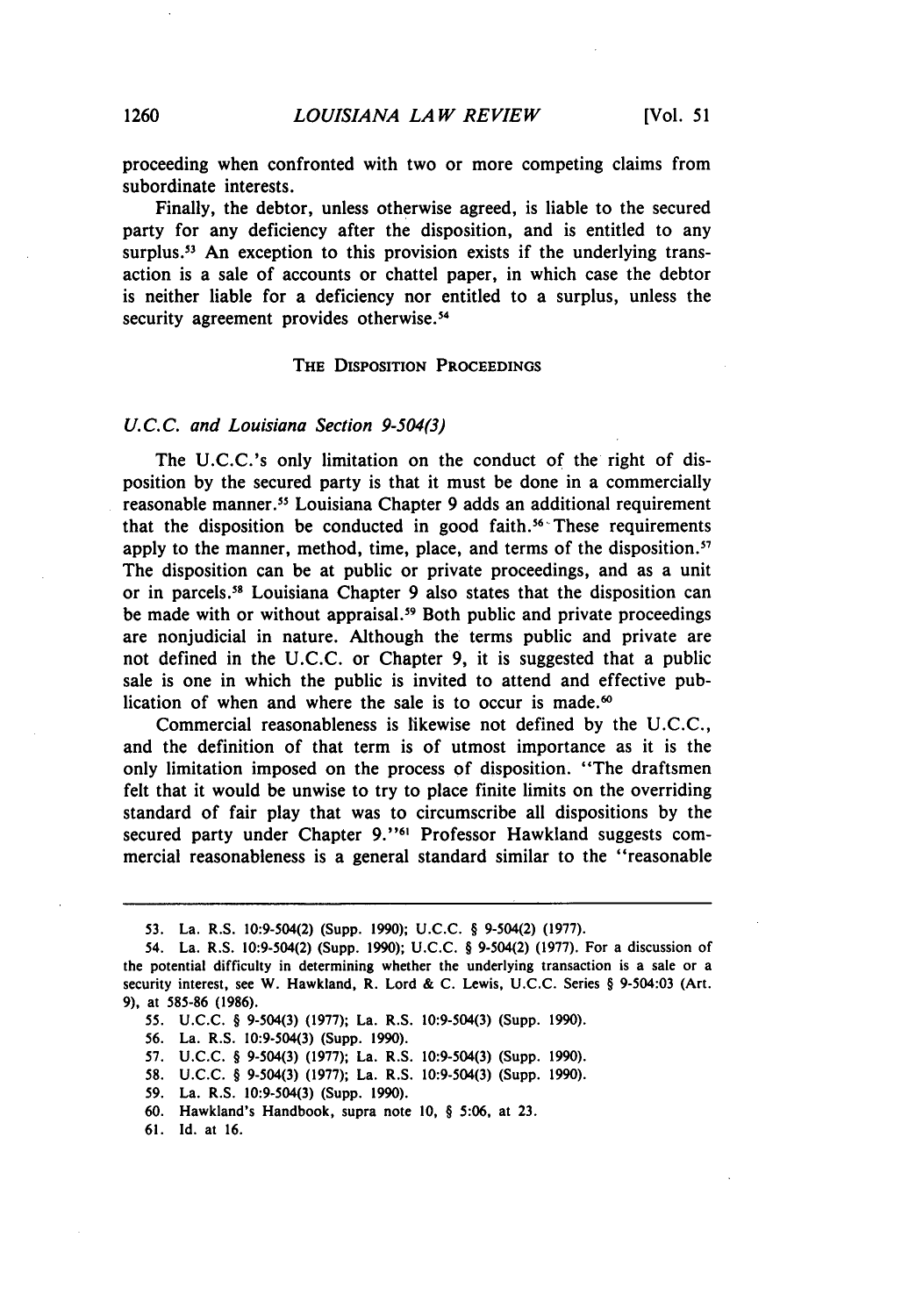proceeding when confronted with two or more competing claims from subordinate interests.

Finally, the debtor, unless otherwise agreed, is liable to the secured party for any deficiency after the disposition, and is entitled to any surplus.[53] An exception to this provision exists if the underlying transaction is a sale of accounts or chattel paper, in which case the debtor is neither liable for a deficiency nor entitled to a surplus, unless the security agreement provides otherwise.[54]

## THE DISPOSITION PROCEEDINGS

### *U.C.C. and Louisiana Section 9-504(3)*

The U.C.C.'s only limitation on the conduct of the right of disposition by the secured party is that it must be done in a commercially reasonable manner.[55] Louisiana Chapter 9 adds an additional requirement that the disposition be conducted in good faith.[56] These requirements apply to the manner, method, time, place, and terms of the disposition.[57] The disposition can be at public or private proceedings, and as a unit or in parcels.[58] Louisiana Chapter 9 also states that the disposition can be made with or without appraisal.[59] Both public and private proceedings are nonjudicial in nature. Although the terms public and private are not defined in the U.C.C. or Chapter 9, it is suggested that a public sale is one in which the public is invited to attend and effective publication of when and where the sale is to occur is made.[60]

Commercial reasonableness is likewise not defined by the U.C.C., and the definition of that term is of utmost importance as it is the only limitation imposed on the process of disposition. "The draftsmen felt that it would be unwise to try to place finite limits on the overriding standard of fair play that was to circumscribe all dispositions by the secured party under Chapter 9."[61] Professor Hawkland suggests commercial reasonableness is a general standard similar to the "reasonable

---

53. La. R.S. 10:9-504(2) (Supp. 1990); U.C.C. § 9-504(2) (1977).

54. La. R.S. 10:9-504(2) (Supp. 1990); U.C.C. § 9-504(2) (1977). For a discussion of the potential difficulty in determining whether the underlying transaction is a sale or a security interest, see W. Hawkland, R. Lord & C. Lewis, U.C.C. Series § 9-504:03 (Art. 9), at 585-86 (1986).

55. U.C.C. § 9-504(3) (1977); La. R.S. 10:9-504(3) (Supp. 1990).

56. La. R.S. 10:9-504(3) (Supp. 1990).

57. U.C.C. § 9-504(3) (1977); La. R.S. 10:9-504(3) (Supp. 1990).

58. U.C.C. § 9-504(3) (1977); La. R.S. 10:9-504(3) (Supp. 1990).

59. La. R.S. 10:9-504(3) (Supp. 1990).

60. Hawkland's Handbook, supra note 10, § 5:06, at 23.

61. Id. at 16.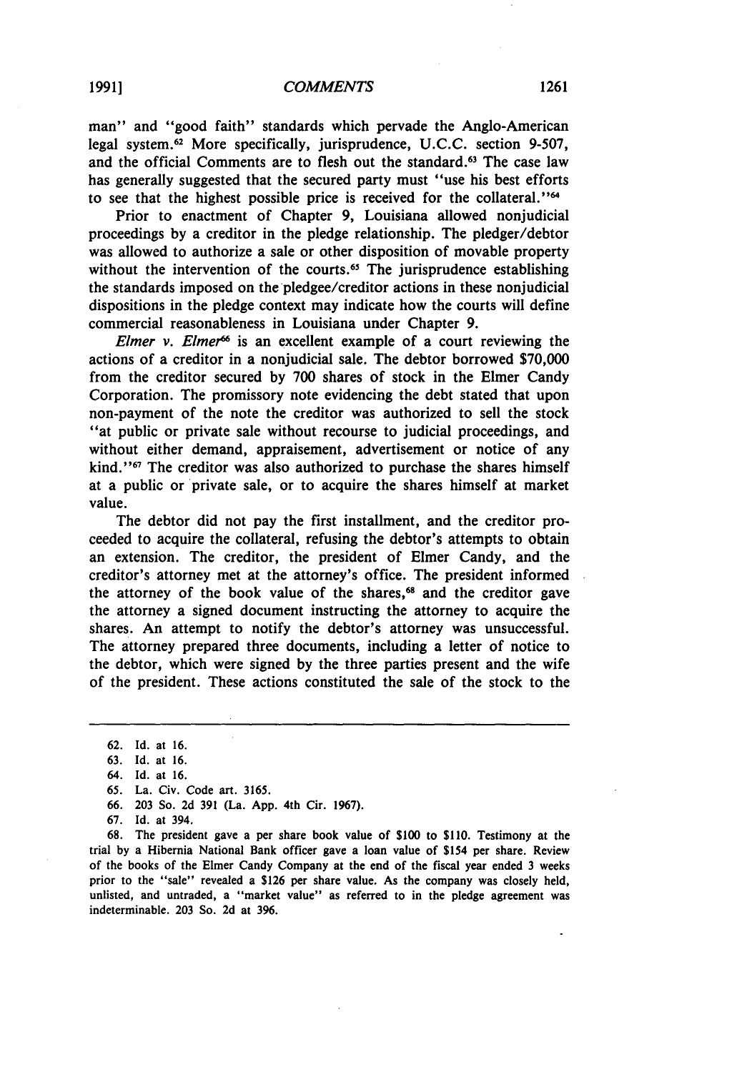man" and "good faith" standards which pervade the Anglo-American legal system.[62] More specifically, jurisprudence, U.C.C. section 9-507, and the official Comments are to flesh out the standard.[63] The case law has generally suggested that the secured party must "use his best efforts to see that the highest possible price is received for the collateral."[64]

Prior to enactment of Chapter 9, Louisiana allowed nonjudicial proceedings by a creditor in the pledge relationship. The pledger/debtor was allowed to authorize a sale or other disposition of movable property without the intervention of the courts.[65] The jurisprudence establishing the standards imposed on the pledgee/creditor actions in these nonjudicial dispositions in the pledge context may indicate how the courts will define commercial reasonableness in Louisiana under Chapter 9.

*Elmer v. Elmer*[66] is an excellent example of a court reviewing the actions of a creditor in a nonjudicial sale. The debtor borrowed $70,000 from the creditor secured by 700 shares of stock in the Elmer Candy Corporation. The promissory note evidencing the debt stated that upon non-payment of the note the creditor was authorized to sell the stock "at public or private sale without recourse to judicial proceedings, and without either demand, appraisement, advertisement or notice of any kind."[67] The creditor was also authorized to purchase the shares himself at a public or private sale, or to acquire the shares himself at market value.

The debtor did not pay the first installment, and the creditor proceeded to acquire the collateral, refusing the debtor's attempts to obtain an extension. The creditor, the president of Elmer Candy, and the creditor's attorney met at the attorney's office. The president informed the attorney of the book value of the shares,[68] and the creditor gave the attorney a signed document instructing the attorney to acquire the shares. An attempt to notify the debtor's attorney was unsuccessful. The attorney prepared three documents, including a letter of notice to the debtor, which were signed by the three parties present and the wife of the president. These actions constituted the sale of the stock to the

---

62. Id. at 16.

63. Id. at 16.

64. Id. at 16.

65. La. Civ. Code art. 3165.

66. 203 So. 2d 391 (La. App. 4th Cir. 1967).

67. Id. at 394.

68. The president gave a per share book value of $100 to $110. Testimony at the trial by a Hibernia National Bank officer gave a loan value of $154 per share. Review of the books of the Elmer Candy Company at the end of the fiscal year ended 3 weeks prior to the "sale" revealed a $126 per share value. As the company was closely held, unlisted, and untraded, a "market value" as referred to in the pledge agreement was indeterminable. 203 So. 2d at 396.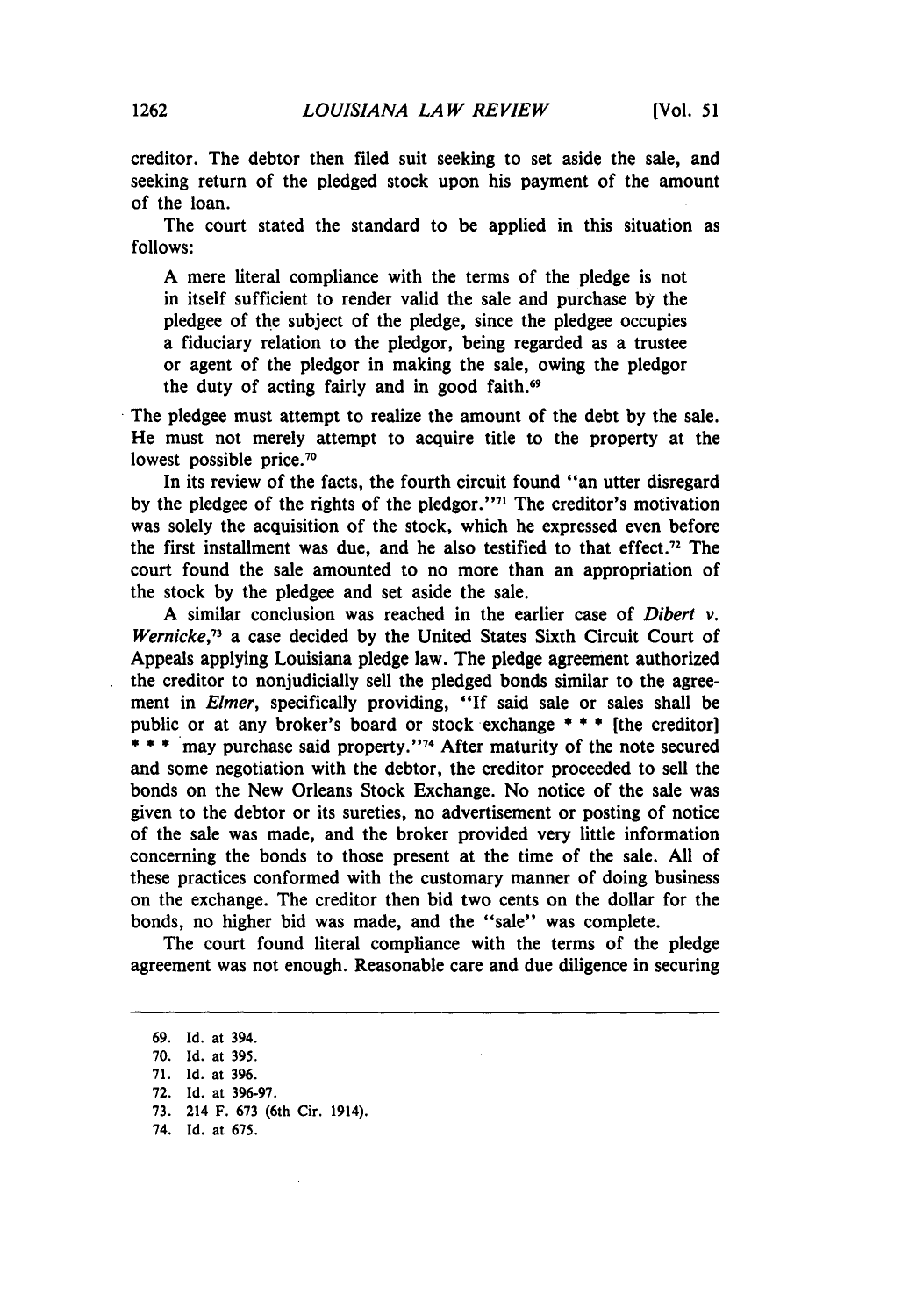creditor. The debtor then filed suit seeking to set aside the sale, and seeking return of the pledged stock upon his payment of the amount of the loan.

The court stated the standard to be applied in this situation as follows:

> A mere literal compliance with the terms of the pledge is not in itself sufficient to render valid the sale and purchase by the pledgee of the subject of the pledge, since the pledgee occupies a fiduciary relation to the pledgor, being regarded as a trustee or agent of the pledgor in making the sale, owing the pledgor the duty of acting fairly and in good faith.[69]

The pledgee must attempt to realize the amount of the debt by the sale. He must not merely attempt to acquire title to the property at the lowest possible price.[70]

In its review of the facts, the fourth circuit found "an utter disregard by the pledgee of the rights of the pledgor."[71] The creditor's motivation was solely the acquisition of the stock, which he expressed even before the first installment was due, and he also testified to that effect.[72] The court found the sale amounted to no more than an appropriation of the stock by the pledgee and set aside the sale.

A similar conclusion was reached in the earlier case of *Dibert v. Wernicke*,[73] a case decided by the United States Sixth Circuit Court of Appeals applying Louisiana pledge law. The pledge agreement authorized the creditor to nonjudicially sell the pledged bonds similar to the agreement in *Elmer*, specifically providing, "If said sale or sales shall be public or at any broker's board or stock exchange * * * [the creditor] * * * may purchase said property."[74] After maturity of the note secured and some negotiation with the debtor, the creditor proceeded to sell the bonds on the New Orleans Stock Exchange. No notice of the sale was given to the debtor or its sureties, no advertisement or posting of notice of the sale was made, and the broker provided very little information concerning the bonds to those present at the time of the sale. All of these practices conformed with the customary manner of doing business on the exchange. The creditor then bid two cents on the dollar for the bonds, no higher bid was made, and the "sale" was complete.

The court found literal compliance with the terms of the pledge agreement was not enough. Reasonable care and due diligence in securing

---

69. Id. at 394.
70. Id. at 395.
71. Id. at 396.
72. Id. at 396-97.
73. 214 F. 673 (6th Cir. 1914).
74. Id. at 675.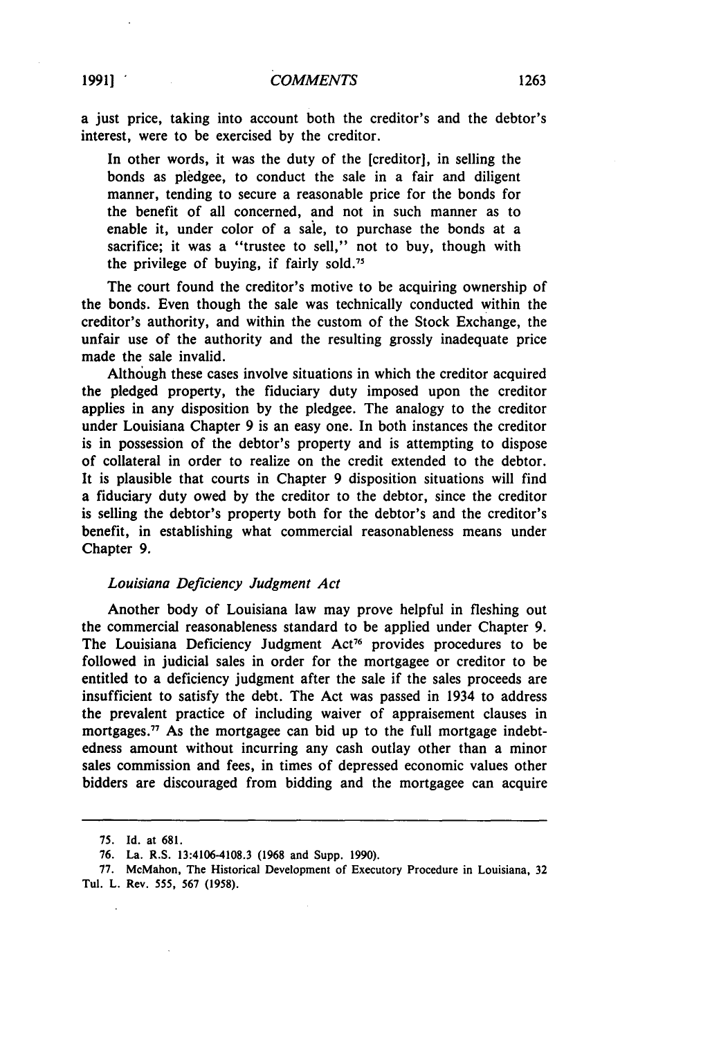a just price, taking into account both the creditor's and the debtor's interest, were to be exercised by the creditor.

> In other words, it was the duty of the [creditor], in selling the bonds as pledgee, to conduct the sale in a fair and diligent manner, tending to secure a reasonable price for the bonds for the benefit of all concerned, and not in such manner as to enable it, under color of a sale, to purchase the bonds at a sacrifice; it was a "trustee to sell," not to buy, though with the privilege of buying, if fairly sold.[75]

The court found the creditor's motive to be acquiring ownership of the bonds. Even though the sale was technically conducted within the creditor's authority, and within the custom of the Stock Exchange, the unfair use of the authority and the resulting grossly inadequate price made the sale invalid.

Although these cases involve situations in which the creditor acquired the pledged property, the fiduciary duty imposed upon the creditor applies in any disposition by the pledgee. The analogy to the creditor under Louisiana Chapter 9 is an easy one. In both instances the creditor is in possession of the debtor's property and is attempting to dispose of collateral in order to realize on the credit extended to the debtor. It is plausible that courts in Chapter 9 disposition situations will find a fiduciary duty owed by the creditor to the debtor, since the creditor is selling the debtor's property both for the debtor's and the creditor's benefit, in establishing what commercial reasonableness means under Chapter 9.

### *Louisiana Deficiency Judgment Act*

Another body of Louisiana law may prove helpful in fleshing out the commercial reasonableness standard to be applied under Chapter 9. The Louisiana Deficiency Judgment Act[76] provides procedures to be followed in judicial sales in order for the mortgagee or creditor to be entitled to a deficiency judgment after the sale if the sales proceeds are insufficient to satisfy the debt. The Act was passed in 1934 to address the prevalent practice of including waiver of appraisement clauses in mortgages.[77] As the mortgagee can bid up to the full mortgage indebtedness amount without incurring any cash outlay other than a minor sales commission and fees, in times of depressed economic values other bidders are discouraged from bidding and the mortgagee can acquire

---

75. Id. at 681.

76. La. R.S. 13:4106-4108.3 (1968 and Supp. 1990).

77. McMahon, The Historical Development of Executory Procedure in Louisiana, 32 Tul. L. Rev. 555, 567 (1958).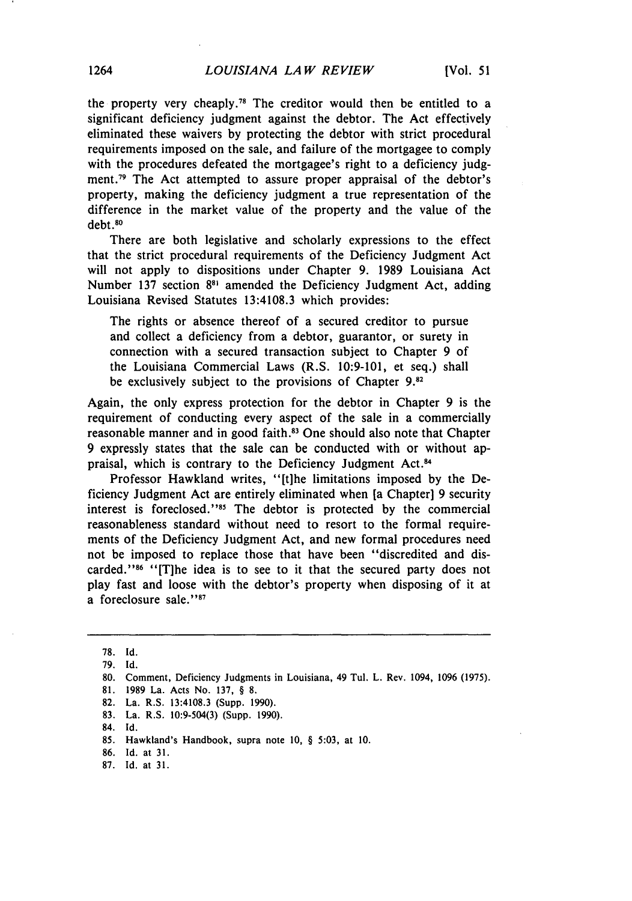the property very cheaply.[78] The creditor would then be entitled to a significant deficiency judgment against the debtor. The Act effectively eliminated these waivers by protecting the debtor with strict procedural requirements imposed on the sale, and failure of the mortgagee to comply with the procedures defeated the mortgagee's right to a deficiency judgment.[79] The Act attempted to assure proper appraisal of the debtor's property, making the deficiency judgment a true representation of the difference in the market value of the property and the value of the debt.[80]

There are both legislative and scholarly expressions to the effect that the strict procedural requirements of the Deficiency Judgment Act will not apply to dispositions under Chapter 9. 1989 Louisiana Act Number 137 section 8[81] amended the Deficiency Judgment Act, adding Louisiana Revised Statutes 13:4108.3 which provides:

> The rights or absence thereof of a secured creditor to pursue and collect a deficiency from a debtor, guarantor, or surety in connection with a secured transaction subject to Chapter 9 of the Louisiana Commercial Laws (R.S. 10:9-101, et seq.) shall be exclusively subject to the provisions of Chapter 9.[82]

Again, the only express protection for the debtor in Chapter 9 is the requirement of conducting every aspect of the sale in a commercially reasonable manner and in good faith.[83] One should also note that Chapter 9 expressly states that the sale can be conducted with or without appraisal, which is contrary to the Deficiency Judgment Act.[84]

Professor Hawkland writes, "[t]he limitations imposed by the Deficiency Judgment Act are entirely eliminated when [a Chapter] 9 security interest is foreclosed."[85] The debtor is protected by the commercial reasonableness standard without need to resort to the formal requirements of the Deficiency Judgment Act, and new formal procedures need not be imposed to replace those that have been "discredited and discarded."[86] "[T]he idea is to see to it that the secured party does not play fast and loose with the debtor's property when disposing of it at a foreclosure sale."[87]

---

78. Id.
79. Id.
80. Comment, Deficiency Judgments in Louisiana, 49 Tul. L. Rev. 1094, 1096 (1975).
81. 1989 La. Acts No. 137, § 8.
82. La. R.S. 13:4108.3 (Supp. 1990).
83. La. R.S. 10:9-504(3) (Supp. 1990).
84. Id.
85. Hawkland's Handbook, supra note 10, § 5:03, at 10.
86. Id. at 31.
87. Id. at 31.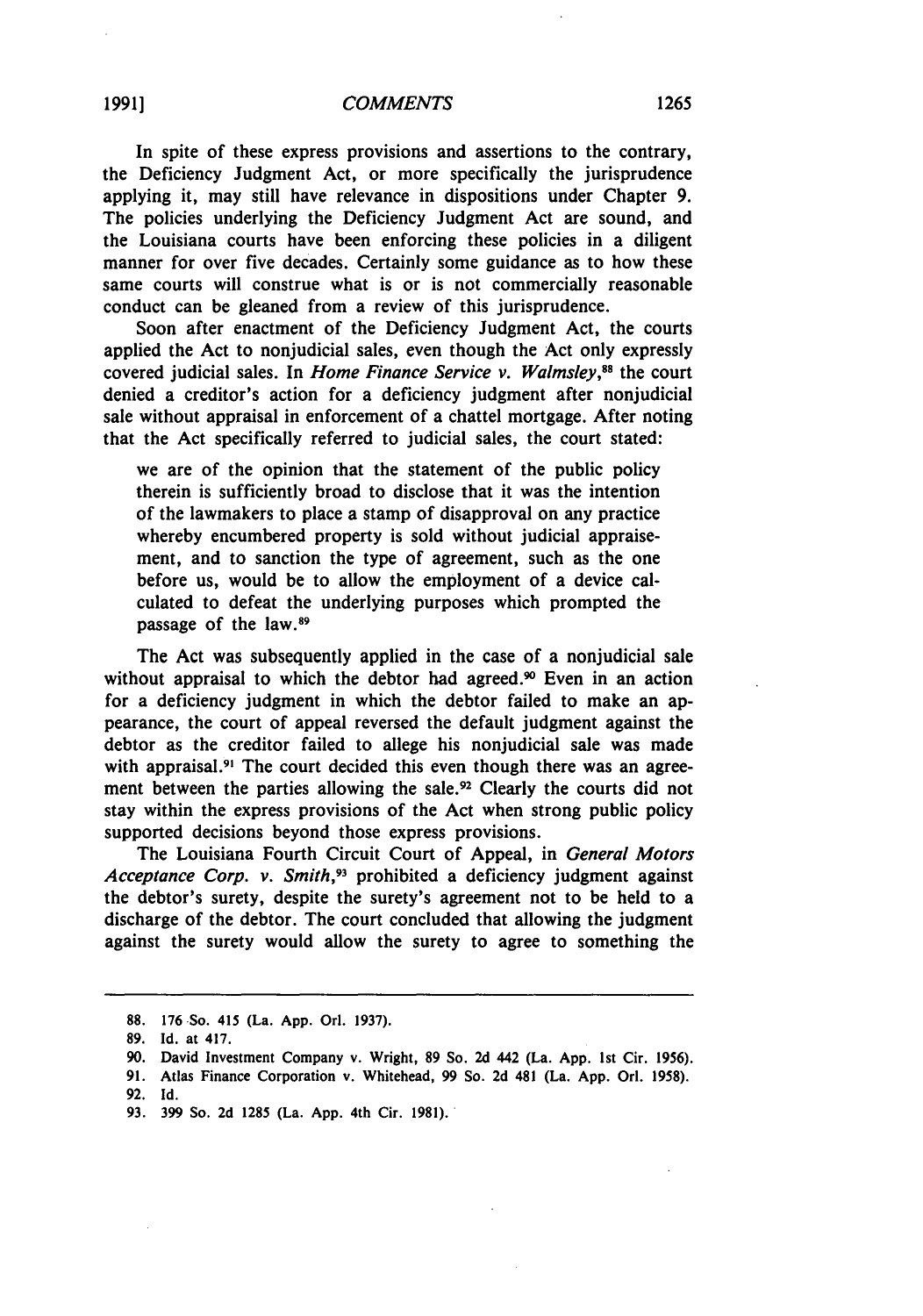In spite of these express provisions and assertions to the contrary, the Deficiency Judgment Act, or more specifically the jurisprudence applying it, may still have relevance in dispositions under Chapter 9. The policies underlying the Deficiency Judgment Act are sound, and the Louisiana courts have been enforcing these policies in a diligent manner for over five decades. Certainly some guidance as to how these same courts will construe what is or is not commercially reasonable conduct can be gleaned from a review of this jurisprudence.

Soon after enactment of the Deficiency Judgment Act, the courts applied the Act to nonjudicial sales, even though the Act only expressly covered judicial sales. In *Home Finance Service v. Walmsley*,[88] the court denied a creditor's action for a deficiency judgment after nonjudicial sale without appraisal in enforcement of a chattel mortgage. After noting that the Act specifically referred to judicial sales, the court stated:

> we are of the opinion that the statement of the public policy therein is sufficiently broad to disclose that it was the intention of the lawmakers to place a stamp of disapproval on any practice whereby encumbered property is sold without judicial appraisement, and to sanction the type of agreement, such as the one before us, would be to allow the employment of a device calculated to defeat the underlying purposes which prompted the passage of the law.[89]

The Act was subsequently applied in the case of a nonjudicial sale without appraisal to which the debtor had agreed.[90] Even in an action for a deficiency judgment in which the debtor failed to make an appearance, the court of appeal reversed the default judgment against the debtor as the creditor failed to allege his nonjudicial sale was made with appraisal.[91] The court decided this even though there was an agreement between the parties allowing the sale.[92] Clearly the courts did not stay within the express provisions of the Act when strong public policy supported decisions beyond those express provisions.

The Louisiana Fourth Circuit Court of Appeal, in *General Motors Acceptance Corp. v. Smith*,[93] prohibited a deficiency judgment against the debtor's surety, despite the surety's agreement not to be held to a discharge of the debtor. The court concluded that allowing the judgment against the surety would allow the surety to agree to something the

---

88. 176 So. 415 (La. App. Orl. 1937).
89. Id. at 417.
90. David Investment Company v. Wright, 89 So. 2d 442 (La. App. 1st Cir. 1956).
91. Atlas Finance Corporation v. Whitehead, 99 So. 2d 481 (La. App. Orl. 1958).
92. Id.
93. 399 So. 2d 1285 (La. App. 4th Cir. 1981).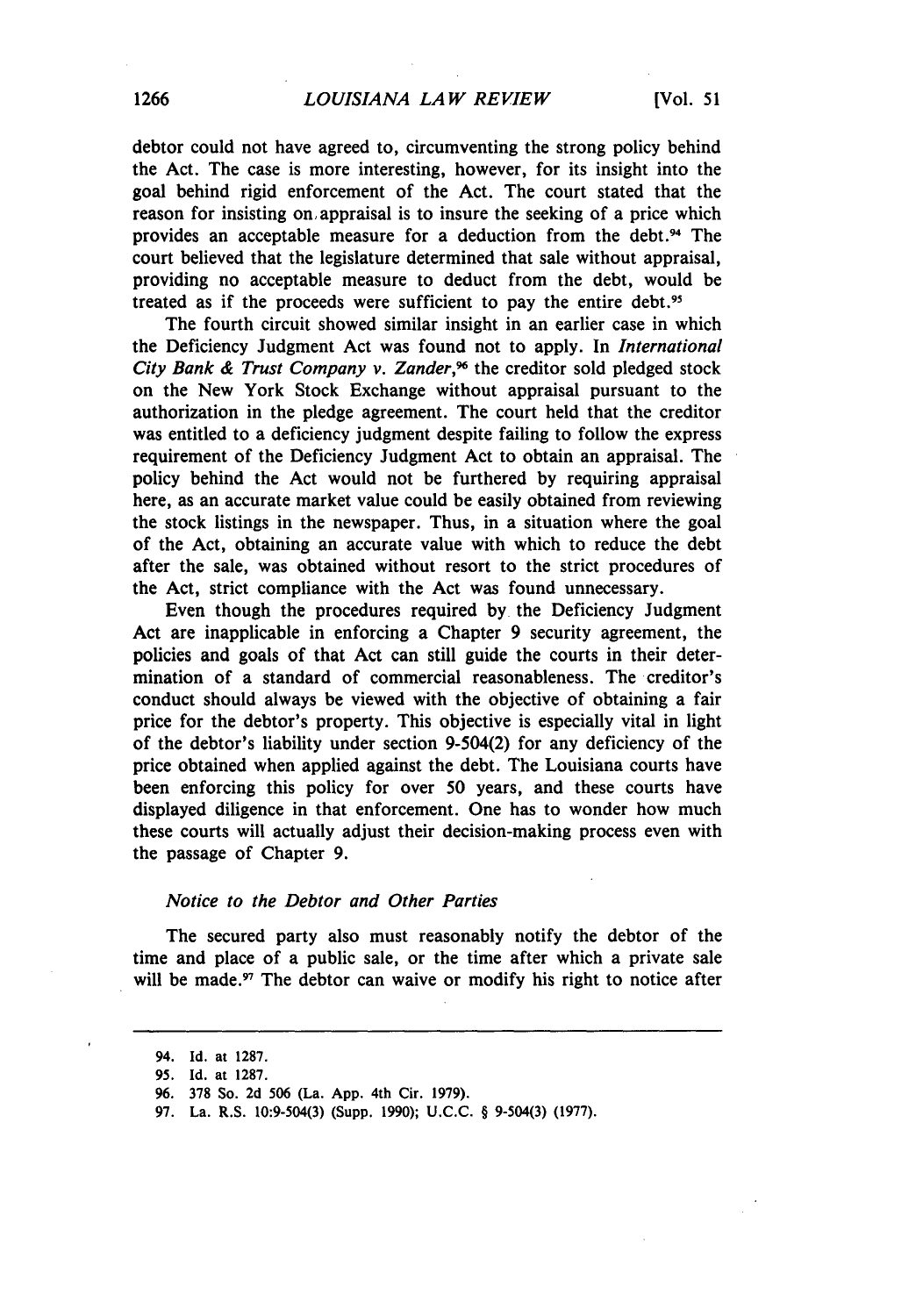debtor could not have agreed to, circumventing the strong policy behind the Act. The case is more interesting, however, for its insight into the goal behind rigid enforcement of the Act. The court stated that the reason for insisting on appraisal is to insure the seeking of a price which provides an acceptable measure for a deduction from the debt.[94] The court believed that the legislature determined that sale without appraisal, providing no acceptable measure to deduct from the debt, would be treated as if the proceeds were sufficient to pay the entire debt.[95]

The fourth circuit showed similar insight in an earlier case in which the Deficiency Judgment Act was found not to apply. In *International City Bank & Trust Company v. Zander*,[96] the creditor sold pledged stock on the New York Stock Exchange without appraisal pursuant to the authorization in the pledge agreement. The court held that the creditor was entitled to a deficiency judgment despite failing to follow the express requirement of the Deficiency Judgment Act to obtain an appraisal. The policy behind the Act would not be furthered by requiring appraisal here, as an accurate market value could be easily obtained from reviewing the stock listings in the newspaper. Thus, in a situation where the goal of the Act, obtaining an accurate value with which to reduce the debt after the sale, was obtained without resort to the strict procedures of the Act, strict compliance with the Act was found unnecessary.

Even though the procedures required by the Deficiency Judgment Act are inapplicable in enforcing a Chapter 9 security agreement, the policies and goals of that Act can still guide the courts in their determination of a standard of commercial reasonableness. The creditor's conduct should always be viewed with the objective of obtaining a fair price for the debtor's property. This objective is especially vital in light of the debtor's liability under section 9-504(2) for any deficiency of the price obtained when applied against the debt. The Louisiana courts have been enforcing this policy for over 50 years, and these courts have displayed diligence in that enforcement. One has to wonder how much these courts will actually adjust their decision-making process even with the passage of Chapter 9.

### *Notice to the Debtor and Other Parties*

The secured party also must reasonably notify the debtor of the time and place of a public sale, or the time after which a private sale will be made.[97] The debtor can waive or modify his right to notice after

---

94. Id. at 1287.

95. Id. at 1287.

96. 378 So. 2d 506 (La. App. 4th Cir. 1979).

97. La. R.S. 10:9-504(3) (Supp. 1990); U.C.C. § 9-504(3) (1977).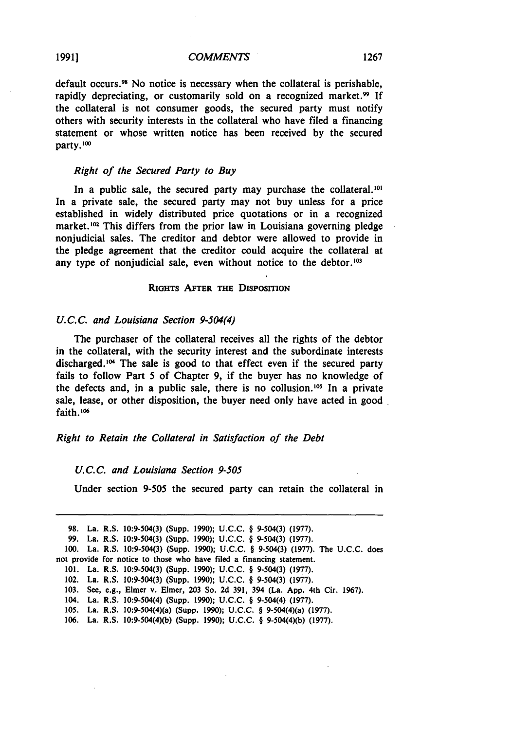default occurs.[98] No notice is necessary when the collateral is perishable, rapidly depreciating, or customarily sold on a recognized market.[99] If the collateral is not consumer goods, the secured party must notify others with security interests in the collateral who have filed a financing statement or whose written notice has been received by the secured party.[100]

### *Right of the Secured Party to Buy*

In a public sale, the secured party may purchase the collateral.[101] In a private sale, the secured party may not buy unless for a price established in widely distributed price quotations or in a recognized market.[102] This differs from the prior law in Louisiana governing pledge nonjudicial sales. The creditor and debtor were allowed to provide in the pledge agreement that the creditor could acquire the collateral at any type of nonjudicial sale, even without notice to the debtor.[103]

## RIGHTS AFTER THE DISPOSITION

### *U.C.C. and Louisiana Section 9-504(4)*

The purchaser of the collateral receives all the rights of the debtor in the collateral, with the security interest and the subordinate interests discharged.[104] The sale is good to that effect even if the secured party fails to follow Part 5 of Chapter 9, if the buyer has no knowledge of the defects and, in a public sale, there is no collusion.[105] In a private sale, lease, or other disposition, the buyer need only have acted in good faith.[106]

### *Right to Retain the Collateral in Satisfaction of the Debt*

#### *U.C.C. and Louisiana Section 9-505*

Under section 9-505 the secured party can retain the collateral in

---

98. La. R.S. 10:9-504(3) (Supp. 1990); U.C.C. § 9-504(3) (1977).

99. La. R.S. 10:9-504(3) (Supp. 1990); U.C.C. § 9-504(3) (1977).

100. La. R.S. 10:9-504(3) (Supp. 1990); U.C.C. § 9-504(3) (1977). The U.C.C. does not provide for notice to those who have filed a financing statement.

101. La. R.S. 10:9-504(3) (Supp. 1990); U.C.C. § 9-504(3) (1977).

102. La. R.S. 10:9-504(3) (Supp. 1990); U.C.C. § 9-504(3) (1977).

103. See, e.g., Elmer v. Elmer, 203 So. 2d 391, 394 (La. App. 4th Cir. 1967).

104. La. R.S. 10:9-504(4) (Supp. 1990); U.C.C. § 9-504(4) (1977).

105. La. R.S. 10:9-504(4)(a) (Supp. 1990); U.C.C. § 9-504(4)(a) (1977).

106. La. R.S. 10:9-504(4)(b) (Supp. 1990); U.C.C. § 9-504(4)(b) (1977).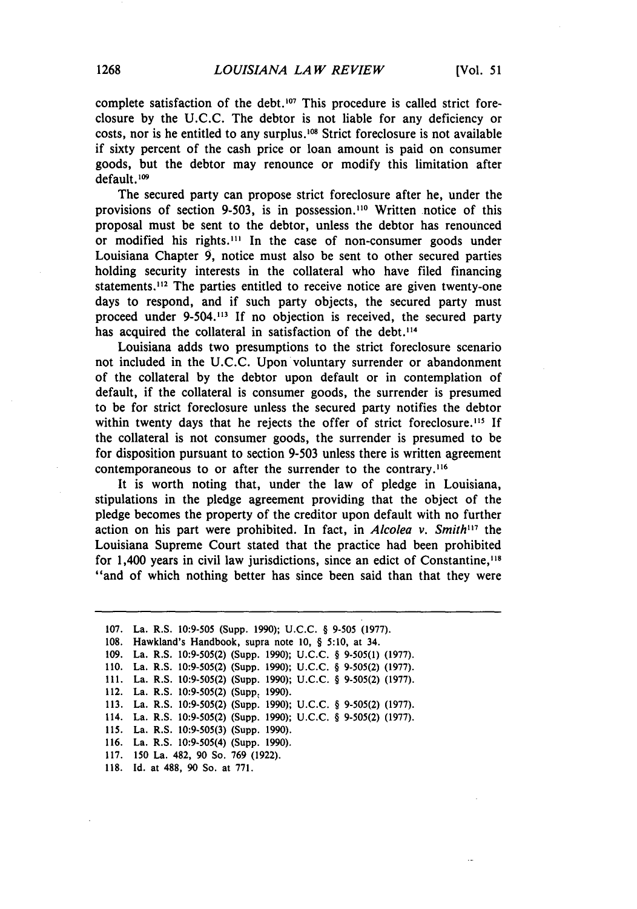complete satisfaction of the debt.[107] This procedure is called strict foreclosure by the U.C.C. The debtor is not liable for any deficiency or costs, nor is he entitled to any surplus.[108] Strict foreclosure is not available if sixty percent of the cash price or loan amount is paid on consumer goods, but the debtor may renounce or modify this limitation after default.[109]

The secured party can propose strict foreclosure after he, under the provisions of section 9-503, is in possession.[110] Written notice of this proposal must be sent to the debtor, unless the debtor has renounced or modified his rights.[111] In the case of non-consumer goods under Louisiana Chapter 9, notice must also be sent to other secured parties holding security interests in the collateral who have filed financing statements.[112] The parties entitled to receive notice are given twenty-one days to respond, and if such party objects, the secured party must proceed under 9-504.[113] If no objection is received, the secured party has acquired the collateral in satisfaction of the debt.[114]

Louisiana adds two presumptions to the strict foreclosure scenario not included in the U.C.C. Upon voluntary surrender or abandonment of the collateral by the debtor upon default or in contemplation of default, if the collateral is consumer goods, the surrender is presumed to be for strict foreclosure unless the secured party notifies the debtor within twenty days that he rejects the offer of strict foreclosure.[115] If the collateral is not consumer goods, the surrender is presumed to be for disposition pursuant to section 9-503 unless there is written agreement contemporaneous to or after the surrender to the contrary.[116]

It is worth noting that, under the law of pledge in Louisiana, stipulations in the pledge agreement providing that the object of the pledge becomes the property of the creditor upon default with no further action on his part were prohibited. In fact, in *Alcolea v. Smith*[117] the Louisiana Supreme Court stated that the practice had been prohibited for 1,400 years in civil law jurisdictions, since an edict of Constantine,[118] "and of which nothing better has since been said than that they were

---

107. La. R.S. 10:9-505 (Supp. 1990); U.C.C. § 9-505 (1977).
108. Hawkland's Handbook, supra note 10, § 5:10, at 34.
109. La. R.S. 10:9-505(2) (Supp. 1990); U.C.C. § 9-505(1) (1977).
110. La. R.S. 10:9-505(2) (Supp. 1990); U.C.C. § 9-505(2) (1977).
111. La. R.S. 10:9-505(2) (Supp. 1990); U.C.C. § 9-505(2) (1977).
112. La. R.S. 10:9-505(2) (Supp. 1990).
113. La. R.S. 10:9-505(2) (Supp. 1990); U.C.C. § 9-505(2) (1977).
114. La. R.S. 10:9-505(2) (Supp. 1990); U.C.C. § 9-505(2) (1977).
115. La. R.S. 10:9-505(3) (Supp. 1990).
116. La. R.S. 10:9-505(4) (Supp. 1990).
117. 150 La. 482, 90 So. 769 (1922).
118. Id. at 488, 90 So. at 771.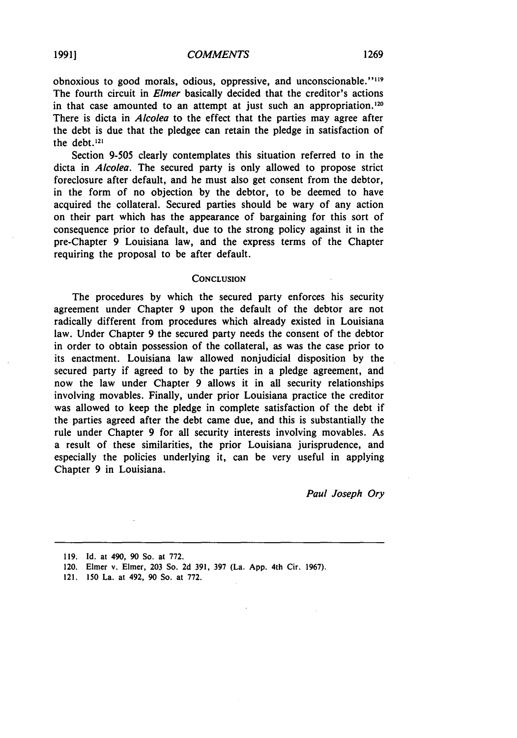obnoxious to good morals, odious, oppressive, and unconscionable."[119] The fourth circuit in *Elmer* basically decided that the creditor's actions in that case amounted to an attempt at just such an appropriation.[120] There is dicta in *Alcolea* to the effect that the parties may agree after the debt is due that the pledgee can retain the pledge in satisfaction of the debt.[121]

Section 9-505 clearly contemplates this situation referred to in the dicta in *Alcolea*. The secured party is only allowed to propose strict foreclosure after default, and he must also get consent from the debtor, in the form of no objection by the debtor, to be deemed to have acquired the collateral. Secured parties should be wary of any action on their part which has the appearance of bargaining for this sort of consequence prior to default, due to the strong policy against it in the pre-Chapter 9 Louisiana law, and the express terms of the Chapter requiring the proposal to be after default.

## CONCLUSION

The procedures by which the secured party enforces his security agreement under Chapter 9 upon the default of the debtor are not radically different from procedures which already existed in Louisiana law. Under Chapter 9 the secured party needs the consent of the debtor in order to obtain possession of the collateral, as was the case prior to its enactment. Louisiana law allowed nonjudicial disposition by the secured party if agreed to by the parties in a pledge agreement, and now the law under Chapter 9 allows it in all security relationships involving movables. Finally, under prior Louisiana practice the creditor was allowed to keep the pledge in complete satisfaction of the debt if the parties agreed after the debt came due, and this is substantially the rule under Chapter 9 for all security interests involving movables. As a result of these similarities, the prior Louisiana jurisprudence, and especially the policies underlying it, can be very useful in applying Chapter 9 in Louisiana.

*Paul Joseph Ory*

---

119. Id. at 490, 90 So. at 772.

120. Elmer v. Elmer, 203 So. 2d 391, 397 (La. App. 4th Cir. 1967).

121. 150 La. at 492, 90 So. at 772.